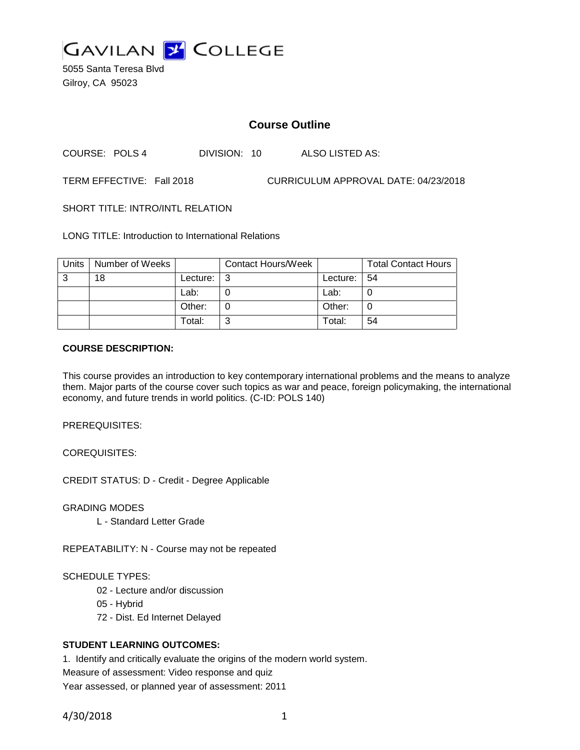GAVILAN COLLEGE

5055 Santa Teresa Blvd
Gilroy, CA 95023

# Course Outline

COURSE: POLS 4 DIVISION: 10 ALSO LISTED AS:

TERM EFFECTIVE: Fall 2018 CURRICULUM APPROVAL DATE: 04/23/2018

SHORT TITLE: INTRO/INTL RELATION

LONG TITLE: Introduction to International Relations

| Units | Number of Weeks | | Contact Hours/Week | | Total Contact Hours |
|---|---|---|---|---|---|
| 3 | 18 | Lecture: | 3 | Lecture: | 54 |
| | | Lab: | 0 | Lab: | 0 |
| | | Other: | 0 | Other: | 0 |
| | | Total: | 3 | Total: | 54 |

**COURSE DESCRIPTION:**

This course provides an introduction to key contemporary international problems and the means to analyze them. Major parts of the course cover such topics as war and peace, foreign policymaking, the international economy, and future trends in world politics. (C-ID: POLS 140)

PREREQUISITES:

COREQUISITES:

CREDIT STATUS: D - Credit - Degree Applicable

GRADING MODES

L - Standard Letter Grade

REPEATABILITY: N - Course may not be repeated

SCHEDULE TYPES:

02 - Lecture and/or discussion

05 - Hybrid

72 - Dist. Ed Internet Delayed

**STUDENT LEARNING OUTCOMES:**

1. Identify and critically evaluate the origins of the modern world system.
Measure of assessment: Video response and quiz
Year assessed, or planned year of assessment: 2011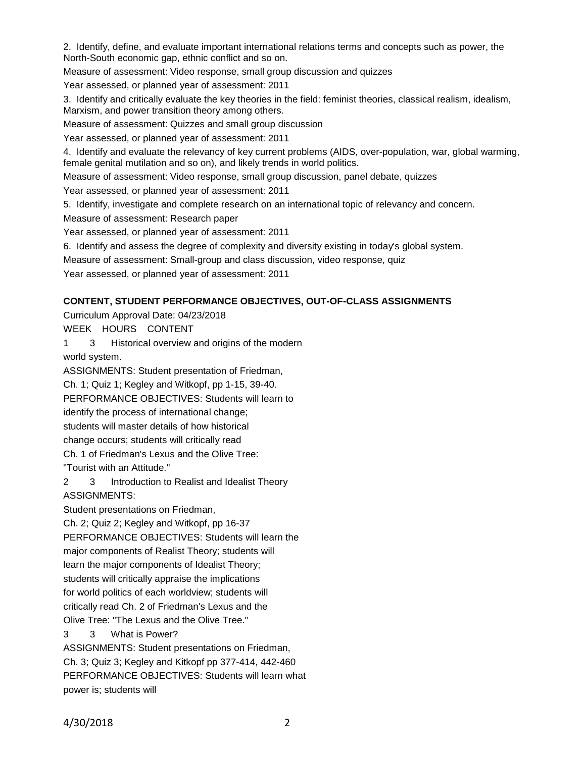2. Identify, define, and evaluate important international relations terms and concepts such as power, the North-South economic gap, ethnic conflict and so on.

Measure of assessment: Video response, small group discussion and quizzes

Year assessed, or planned year of assessment: 2011

3. Identify and critically evaluate the key theories in the field: feminist theories, classical realism, idealism, Marxism, and power transition theory among others.

Measure of assessment: Quizzes and small group discussion

Year assessed, or planned year of assessment: 2011

4. Identify and evaluate the relevancy of key current problems (AIDS, over-population, war, global warming, female genital mutilation and so on), and likely trends in world politics.

Measure of assessment: Video response, small group discussion, panel debate, quizzes

Year assessed, or planned year of assessment: 2011

5. Identify, investigate and complete research on an international topic of relevancy and concern.

Measure of assessment: Research paper

Year assessed, or planned year of assessment: 2011

6. Identify and assess the degree of complexity and diversity existing in today's global system.

Measure of assessment: Small-group and class discussion, video response, quiz

Year assessed, or planned year of assessment: 2011

**CONTENT, STUDENT PERFORMANCE OBJECTIVES, OUT-OF-CLASS ASSIGNMENTS**

Curriculum Approval Date: 04/23/2018

WEEK HOURS CONTENT

1 3 Historical overview and origins of the modern world system.

ASSIGNMENTS: Student presentation of Friedman, Ch. 1; Quiz 1; Kegley and Witkopf, pp 1-15, 39-40.

PERFORMANCE OBJECTIVES: Students will learn to identify the process of international change; students will master details of how historical change occurs; students will critically read Ch. 1 of Friedman's Lexus and the Olive Tree: "Tourist with an Attitude."

2 3 Introduction to Realist and Idealist Theory

ASSIGNMENTS:

Student presentations on Friedman, Ch. 2; Quiz 2; Kegley and Witkopf, pp 16-37

PERFORMANCE OBJECTIVES: Students will learn the major components of Realist Theory; students will learn the major components of Idealist Theory; students will critically appraise the implications for world politics of each worldview; students will critically read Ch. 2 of Friedman's Lexus and the Olive Tree: "The Lexus and the Olive Tree."

3 3 What is Power?

ASSIGNMENTS: Student presentations on Friedman, Ch. 3; Quiz 3; Kegley and Kitkopf pp 377-414, 442-460

PERFORMANCE OBJECTIVES: Students will learn what power is; students will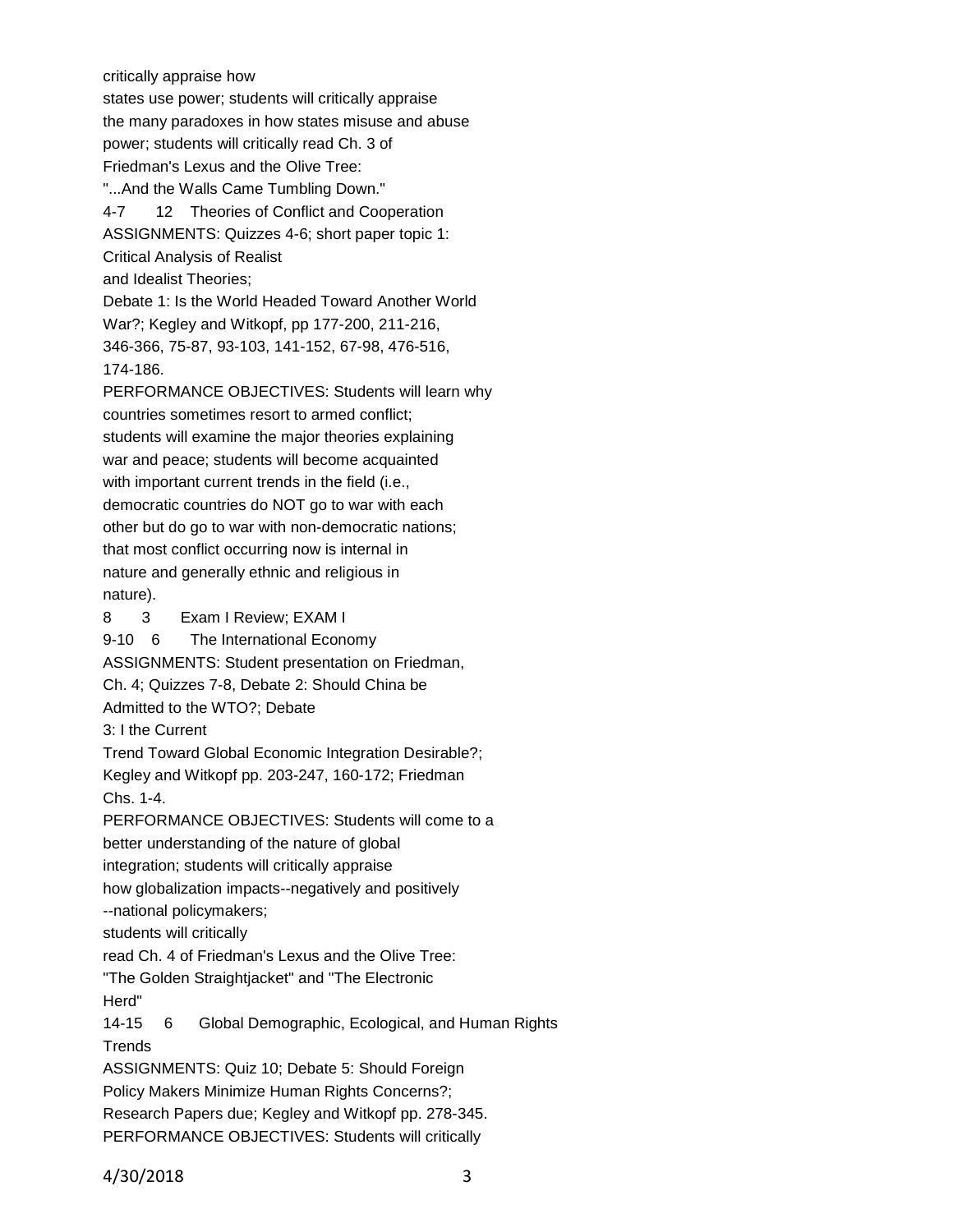critically appraise how
states use power; students will critically appraise
the many paradoxes in how states misuse and abuse
power; students will critically read Ch. 3 of
Friedman's Lexus and the Olive Tree:
"...And the Walls Came Tumbling Down."

4-7 12 Theories of Conflict and Cooperation

ASSIGNMENTS: Quizzes 4-6; short paper topic 1:
Critical Analysis of Realist
and Idealist Theories;
Debate 1: Is the World Headed Toward Another World
War?; Kegley and Witkopf, pp 177-200, 211-216,
346-366, 75-87, 93-103, 141-152, 67-98, 476-516,
174-186.

PERFORMANCE OBJECTIVES: Students will learn why
countries sometimes resort to armed conflict;
students will examine the major theories explaining
war and peace; students will become acquainted
with important current trends in the field (i.e.,
democratic countries do NOT go to war with each
other but do go to war with non-democratic nations;
that most conflict occurring now is internal in
nature and generally ethnic and religious in
nature).

8 3 Exam I Review; EXAM I

9-10 6 The International Economy

ASSIGNMENTS: Student presentation on Friedman,
Ch. 4; Quizzes 7-8, Debate 2: Should China be
Admitted to the WTO?; Debate
3: I the Current
Trend Toward Global Economic Integration Desirable?;
Kegley and Witkopf pp. 203-247, 160-172; Friedman
Chs. 1-4.

PERFORMANCE OBJECTIVES: Students will come to a
better understanding of the nature of global
integration; students will critically appraise
how globalization impacts--negatively and positively
--national policymakers;
students will critically
read Ch. 4 of Friedman's Lexus and the Olive Tree:
"The Golden Straightjacket" and "The Electronic
Herd"

14-15 6 Global Demographic, Ecological, and Human Rights
Trends

ASSIGNMENTS: Quiz 10; Debate 5: Should Foreign
Policy Makers Minimize Human Rights Concerns?;
Research Papers due; Kegley and Witkopf pp. 278-345.

PERFORMANCE OBJECTIVES: Students will critically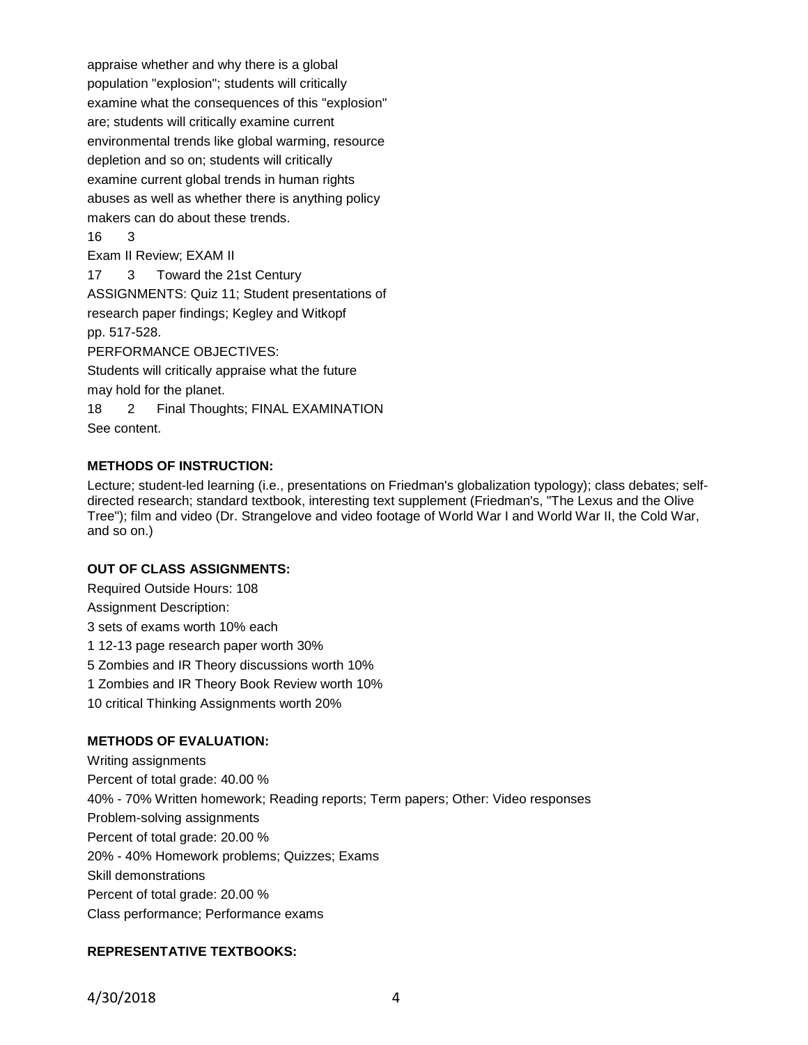appraise whether and why there is a global population "explosion"; students will critically examine what the consequences of this "explosion" are; students will critically examine current environmental trends like global warming, resource depletion and so on; students will critically examine current global trends in human rights abuses as well as whether there is anything policy makers can do about these trends.

16 3

Exam II Review; EXAM II

17 3 Toward the 21st Century

ASSIGNMENTS: Quiz 11; Student presentations of research paper findings; Kegley and Witkopf pp. 517-528.

PERFORMANCE OBJECTIVES:

Students will critically appraise what the future may hold for the planet.

18 2 Final Thoughts; FINAL EXAMINATION

See content.

**METHODS OF INSTRUCTION:**

Lecture; student-led learning (i.e., presentations on Friedman's globalization typology); class debates; self-directed research; standard textbook, interesting text supplement (Friedman's, "The Lexus and the Olive Tree"); film and video (Dr. Strangelove and video footage of World War I and World War II, the Cold War, and so on.)

**OUT OF CLASS ASSIGNMENTS:**

Required Outside Hours: 108

Assignment Description:

3 sets of exams worth 10% each

1 12-13 page research paper worth 30%

5 Zombies and IR Theory discussions worth 10%

1 Zombies and IR Theory Book Review worth 10%

10 critical Thinking Assignments worth 20%

**METHODS OF EVALUATION:**

Writing assignments

Percent of total grade: 40.00 %

40% - 70% Written homework; Reading reports; Term papers; Other: Video responses

Problem-solving assignments

Percent of total grade: 20.00 %

20% - 40% Homework problems; Quizzes; Exams

Skill demonstrations

Percent of total grade: 20.00 %

Class performance; Performance exams

**REPRESENTATIVE TEXTBOOKS:**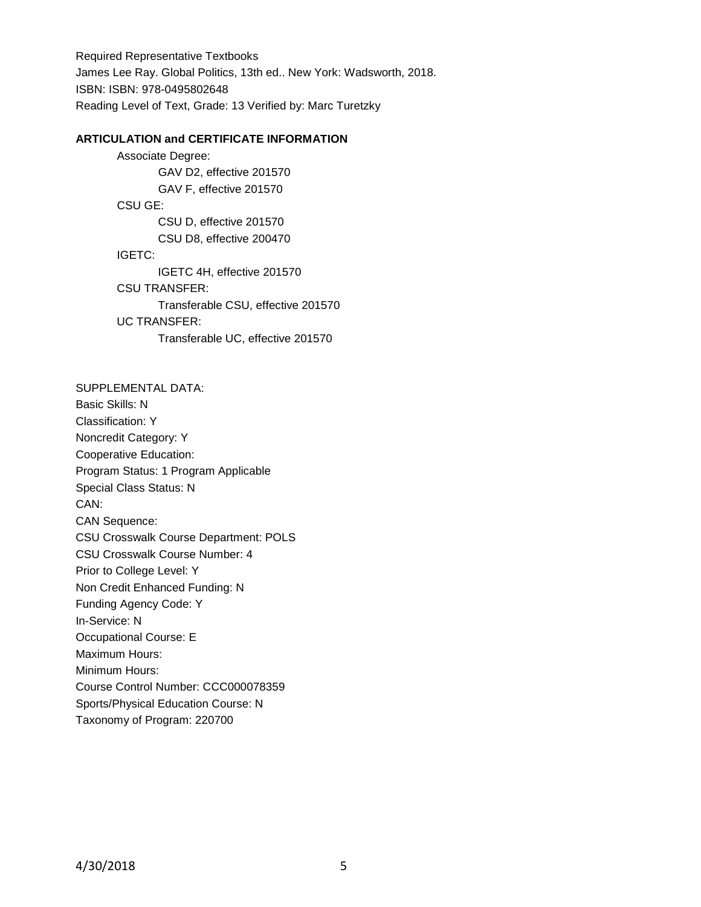Required Representative Textbooks
James Lee Ray. Global Politics, 13th ed.. New York: Wadsworth, 2018.
ISBN: ISBN: 978-0495802648
Reading Level of Text, Grade: 13 Verified by: Marc Turetzky

**ARTICULATION and CERTIFICATE INFORMATION**

Associate Degree:
- GAV D2, effective 201570
- GAV F, effective 201570

CSU GE:
- CSU D, effective 201570
- CSU D8, effective 200470

IGETC:
- IGETC 4H, effective 201570

CSU TRANSFER:
- Transferable CSU, effective 201570

UC TRANSFER:
- Transferable UC, effective 201570

SUPPLEMENTAL DATA:
Basic Skills: N
Classification: Y
Noncredit Category: Y
Cooperative Education:
Program Status: 1 Program Applicable
Special Class Status: N
CAN:
CAN Sequence:
CSU Crosswalk Course Department: POLS
CSU Crosswalk Course Number: 4
Prior to College Level: Y
Non Credit Enhanced Funding: N
Funding Agency Code: Y
In-Service: N
Occupational Course: E
Maximum Hours:
Minimum Hours:
Course Control Number: CCC000078359
Sports/Physical Education Course: N
Taxonomy of Program: 220700